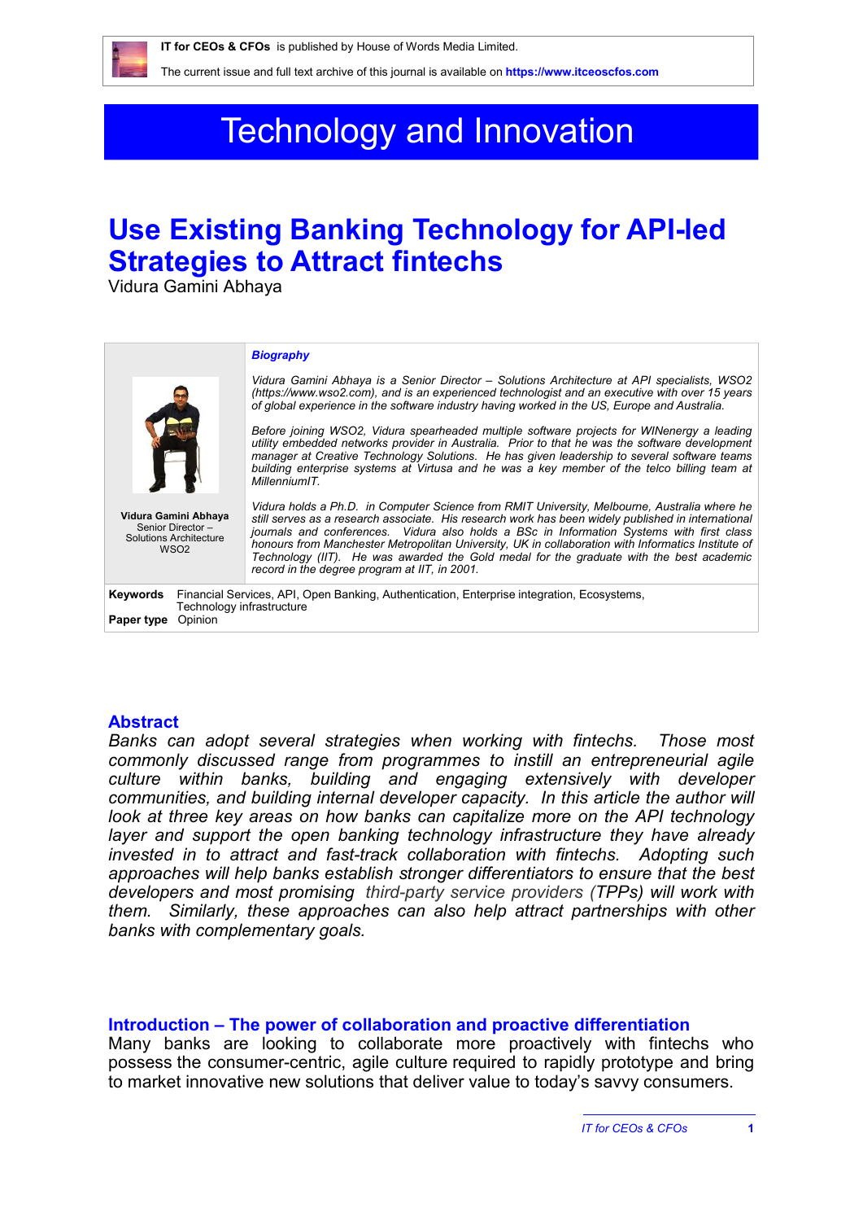**IT for CEOs & CFOs** is published by House of Words Media Limited.

The current issue and full text archive of this journal is available on **https://www.itceoscfos.com**

# Technology and Innovation

# Use Existing Banking Technology for API-led Strategies to Attract fintechs

Vidura Gamini Abhaya

**Vidura Gamini Abhaya**
Senior Director – Solutions Architecture
WSO2

***Biography***

*Vidura Gamini Abhaya is a Senior Director – Solutions Architecture at API specialists, WSO2 (https://www.wso2.com), and is an experienced technologist and an executive with over 15 years of global experience in the software industry having worked in the US, Europe and Australia.*

*Before joining WSO2, Vidura spearheaded multiple software projects for WINenergy a leading utility embedded networks provider in Australia. Prior to that he was the software development manager at Creative Technology Solutions. He has given leadership to several software teams building enterprise systems at Virtusa and he was a key member of the telco billing team at MillenniumIT.*

*Vidura holds a Ph.D. in Computer Science from RMIT University, Melbourne, Australia where he still serves as a research associate. His research work has been widely published in international journals and conferences. Vidura also holds a BSc in Information Systems with first class honours from Manchester Metropolitan University, UK in collaboration with Informatics Institute of Technology (IIT). He was awarded the Gold medal for the graduate with the best academic record in the degree program at IIT, in 2001.*

**Keywords** Financial Services, API, Open Banking, Authentication, Enterprise integration, Ecosystems, Technology infrastructure

**Paper type** Opinion

## Abstract

*Banks can adopt several strategies when working with fintechs. Those most commonly discussed range from programmes to instill an entrepreneurial agile culture within banks, building and engaging extensively with developer communities, and building internal developer capacity. In this article the author will look at three key areas on how banks can capitalize more on the API technology layer and support the open banking technology infrastructure they have already invested in to attract and fast-track collaboration with fintechs. Adopting such approaches will help banks establish stronger differentiators to ensure that the best developers and most promising third-party service providers (TPPs) will work with them. Similarly, these approaches can also help attract partnerships with other banks with complementary goals.*

## Introduction – The power of collaboration and proactive differentiation

Many banks are looking to collaborate more proactively with fintechs who possess the consumer-centric, agile culture required to rapidly prototype and bring to market innovative new solutions that deliver value to today's savvy consumers.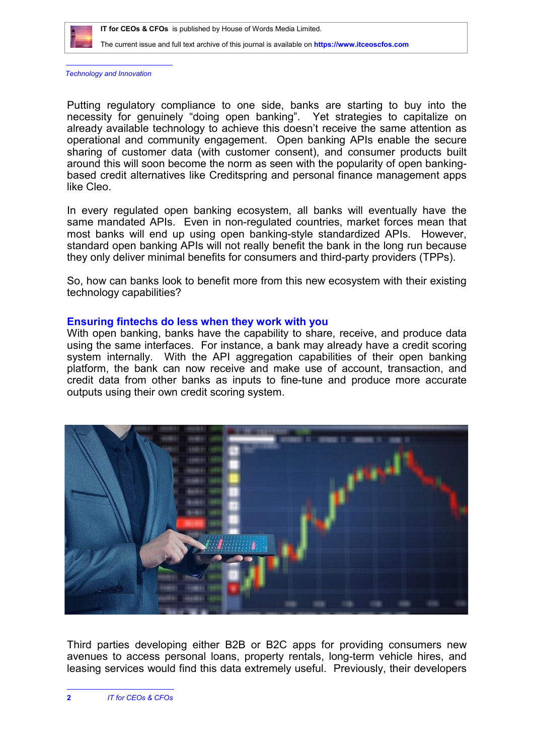Putting regulatory compliance to one side, banks are starting to buy into the necessity for genuinely "doing open banking". Yet strategies to capitalize on already available technology to achieve this doesn't receive the same attention as operational and community engagement. Open banking APIs enable the secure sharing of customer data (with customer consent), and consumer products built around this will soon become the norm as seen with the popularity of open banking-based credit alternatives like Creditspring and personal finance management apps like Cleo.

In every regulated open banking ecosystem, all banks will eventually have the same mandated APIs. Even in non-regulated countries, market forces mean that most banks will end up using open banking-style standardized APIs. However, standard open banking APIs will not really benefit the bank in the long run because they only deliver minimal benefits for consumers and third-party providers (TPPs).

So, how can banks look to benefit more from this new ecosystem with their existing technology capabilities?

## Ensuring fintechs do less when they work with you

With open banking, banks have the capability to share, receive, and produce data using the same interfaces. For instance, a bank may already have a credit scoring system internally. With the API aggregation capabilities of their open banking platform, the bank can now receive and make use of account, transaction, and credit data from other banks as inputs to fine-tune and produce more accurate outputs using their own credit scoring system.

Third parties developing either B2B or B2C apps for providing consumers new avenues to access personal loans, property rentals, long-term vehicle hires, and leasing services would find this data extremely useful. Previously, their developers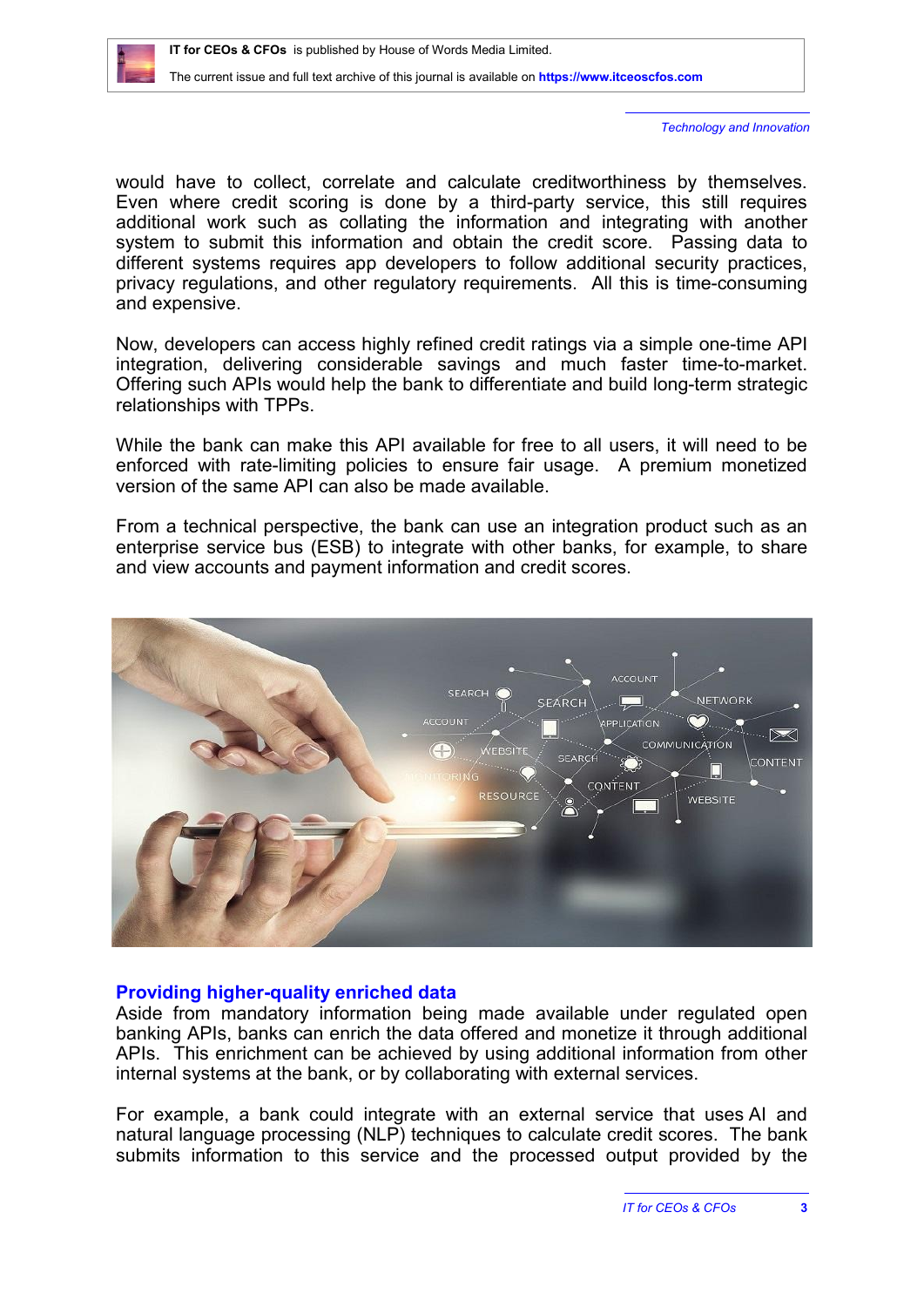would have to collect, correlate and calculate creditworthiness by themselves. Even where credit scoring is done by a third-party service, this still requires additional work such as collating the information and integrating with another system to submit this information and obtain the credit score. Passing data to different systems requires app developers to follow additional security practices, privacy regulations, and other regulatory requirements. All this is time-consuming and expensive.

Now, developers can access highly refined credit ratings via a simple one-time API integration, delivering considerable savings and much faster time-to-market. Offering such APIs would help the bank to differentiate and build long-term strategic relationships with TPPs.

While the bank can make this API available for free to all users, it will need to be enforced with rate-limiting policies to ensure fair usage. A premium monetized version of the same API can also be made available.

From a technical perspective, the bank can use an integration product such as an enterprise service bus (ESB) to integrate with other banks, for example, to share and view accounts and payment information and credit scores.

## Providing higher-quality enriched data

Aside from mandatory information being made available under regulated open banking APIs, banks can enrich the data offered and monetize it through additional APIs. This enrichment can be achieved by using additional information from other internal systems at the bank, or by collaborating with external services.

For example, a bank could integrate with an external service that uses AI and natural language processing (NLP) techniques to calculate credit scores. The bank submits information to this service and the processed output provided by the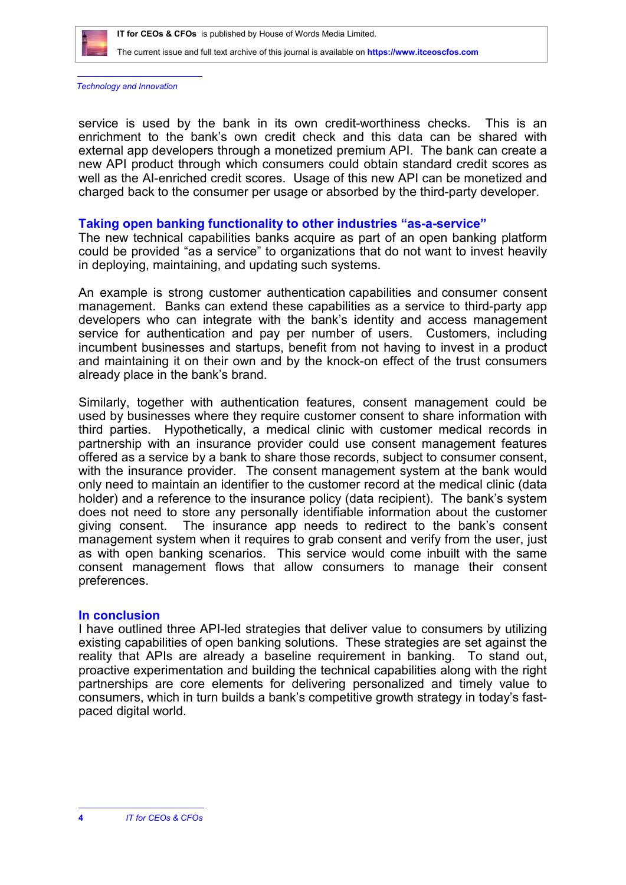service is used by the bank in its own credit-worthiness checks. This is an enrichment to the bank's own credit check and this data can be shared with external app developers through a monetized premium API. The bank can create a new API product through which consumers could obtain standard credit scores as well as the AI-enriched credit scores. Usage of this new API can be monetized and charged back to the consumer per usage or absorbed by the third-party developer.

## Taking open banking functionality to other industries "as-a-service"

The new technical capabilities banks acquire as part of an open banking platform could be provided "as a service" to organizations that do not want to invest heavily in deploying, maintaining, and updating such systems.

An example is strong customer authentication capabilities and consumer consent management. Banks can extend these capabilities as a service to third-party app developers who can integrate with the bank's identity and access management service for authentication and pay per number of users. Customers, including incumbent businesses and startups, benefit from not having to invest in a product and maintaining it on their own and by the knock-on effect of the trust consumers already place in the bank's brand.

Similarly, together with authentication features, consent management could be used by businesses where they require customer consent to share information with third parties. Hypothetically, a medical clinic with customer medical records in partnership with an insurance provider could use consent management features offered as a service by a bank to share those records, subject to consumer consent, with the insurance provider. The consent management system at the bank would only need to maintain an identifier to the customer record at the medical clinic (data holder) and a reference to the insurance policy (data recipient). The bank's system does not need to store any personally identifiable information about the customer giving consent. The insurance app needs to redirect to the bank's consent management system when it requires to grab consent and verify from the user, just as with open banking scenarios. This service would come inbuilt with the same consent management flows that allow consumers to manage their consent preferences.

## In conclusion

I have outlined three API-led strategies that deliver value to consumers by utilizing existing capabilities of open banking solutions. These strategies are set against the reality that APIs are already a baseline requirement in banking. To stand out, proactive experimentation and building the technical capabilities along with the right partnerships are core elements for delivering personalized and timely value to consumers, which in turn builds a bank's competitive growth strategy in today's fast-paced digital world.